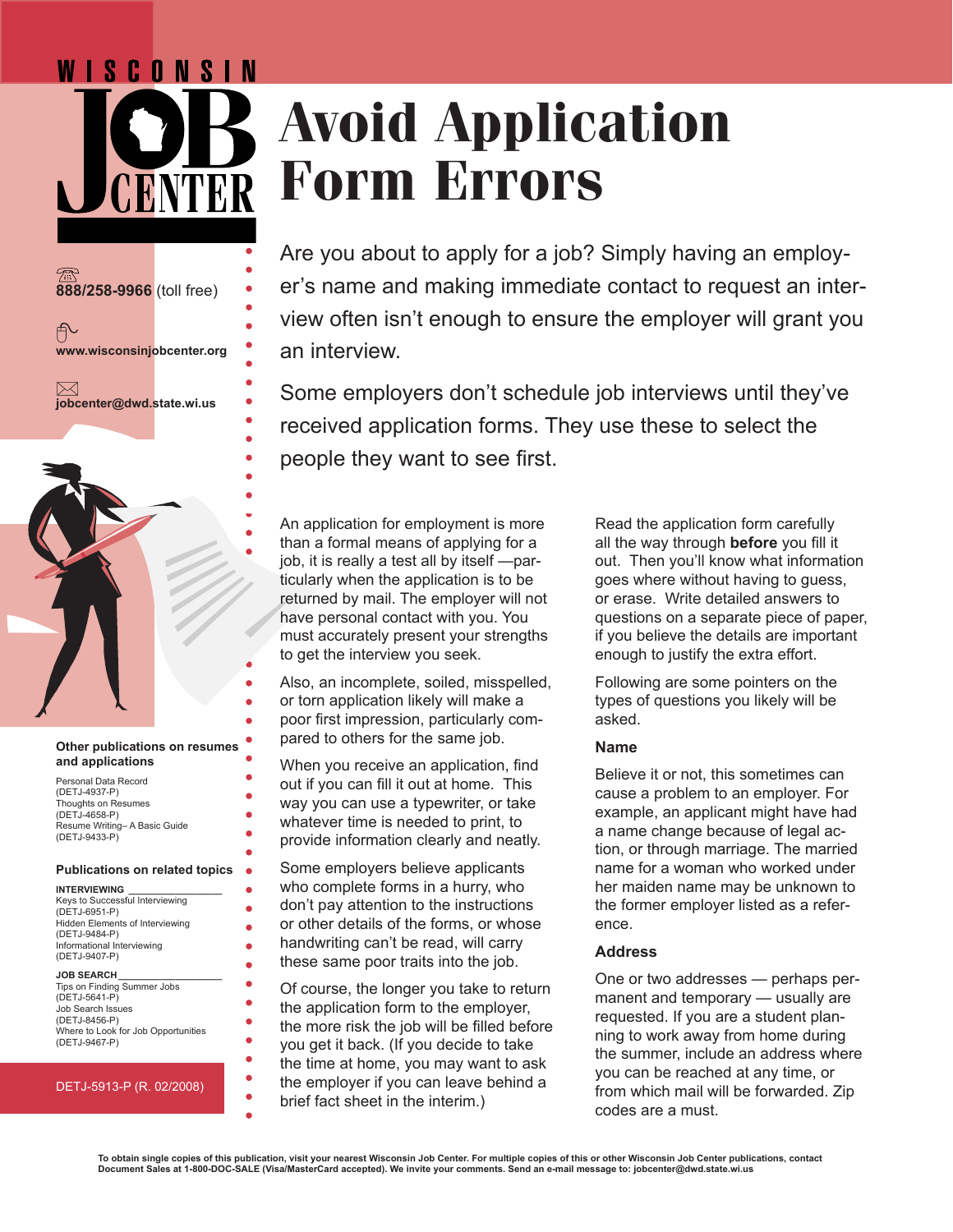WISCONSIN JOB CENTER

# Avoid Application Form Errors

888/258-9966 (toll free)

www.wisconsinjobcenter.org

jobcenter@dwd.state.wi.us

Are you about to apply for a job? Simply having an employer's name and making immediate contact to request an interview often isn't enough to ensure the employer will grant you an interview.

Some employers don't schedule job interviews until they've received application forms. They use these to select the people they want to see first.

An application for employment is more than a formal means of applying for a job, it is really a test all by itself —particularly when the application is to be returned by mail. The employer will not have personal contact with you. You must accurately present your strengths to get the interview you seek.

Also, an incomplete, soiled, misspelled, or torn application likely will make a poor first impression, particularly compared to others for the same job.

When you receive an application, find out if you can fill it out at home. This way you can use a typewriter, or take whatever time is needed to print, to provide information clearly and neatly.

Some employers believe applicants who complete forms in a hurry, who don't pay attention to the instructions or other details of the forms, or whose handwriting can't be read, will carry these same poor traits into the job.

Of course, the longer you take to return the application form to the employer, the more risk the job will be filled before you get it back. (If you decide to take the time at home, you may want to ask the employer if you can leave behind a brief fact sheet in the interim.)

Read the application form carefully all the way through **before** you fill it out. Then you'll know what information goes where without having to guess, or erase. Write detailed answers to questions on a separate piece of paper, if you believe the details are important enough to justify the extra effort.

Following are some pointers on the types of questions you likely will be asked.

### Name

Believe it or not, this sometimes can cause a problem to an employer. For example, an applicant might have had a name change because of legal action, or through marriage. The married name for a woman who worked under her maiden name may be unknown to the former employer listed as a reference.

### Address

One or two addresses — perhaps permanent and temporary — usually are requested. If you are a student planning to work away from home during the summer, include an address where you can be reached at any time, or from which mail will be forwarded. Zip codes are a must.

**Other publications on resumes and applications**

Personal Data Record (DETJ-4937-P)
Thoughts on Resumes (DETJ-4658-P)
Resume Writing– A Basic Guide (DETJ-9433-P)

**Publications on related topics**

**INTERVIEWING**

Keys to Successful Interviewing (DETJ-6951-P)
Hidden Elements of Interviewing (DETJ-9484-P)
Informational Interviewing (DETJ-9407-P)

**JOB SEARCH**

Tips on Finding Summer Jobs (DETJ-5641-P)
Job Search Issues (DETJ-8456-P)
Where to Look for Job Opportunities (DETJ-9467-P)

DETJ-5913-P (R. 02/2008)

**To obtain single copies of this publication, visit your nearest Wisconsin Job Center. For multiple copies of this or other Wisconsin Job Center publications, contact Document Sales at 1-800-DOC-SALE (Visa/MasterCard accepted). We invite your comments. Send an e-mail message to: jobcenter@dwd.state.wi.us**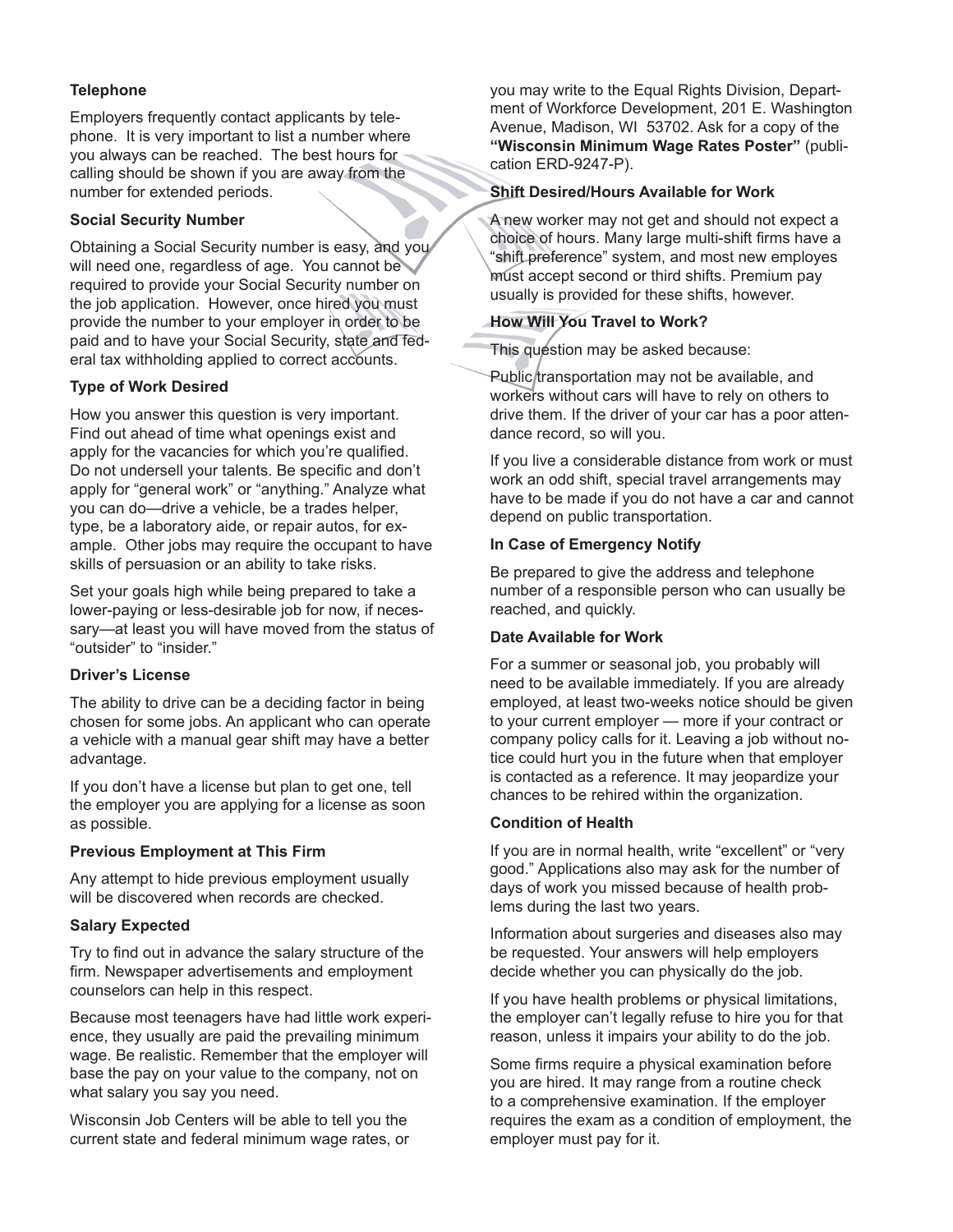#### Telephone

Employers frequently contact applicants by telephone. It is very important to list a number where you always can be reached. The best hours for calling should be shown if you are away from the number for extended periods.

#### Social Security Number

Obtaining a Social Security number is easy, and you will need one, regardless of age. You cannot be required to provide your Social Security number on the job application. However, once hired you must provide the number to your employer in order to be paid and to have your Social Security, state and federal tax withholding applied to correct accounts.

#### Type of Work Desired

How you answer this question is very important. Find out ahead of time what openings exist and apply for the vacancies for which you're qualified. Do not undersell your talents. Be specific and don't apply for "general work" or "anything." Analyze what you can do—drive a vehicle, be a trades helper, type, be a laboratory aide, or repair autos, for example. Other jobs may require the occupant to have skills of persuasion or an ability to take risks.

Set your goals high while being prepared to take a lower-paying or less-desirable job for now, if necessary—at least you will have moved from the status of "outsider" to "insider."

#### Driver's License

The ability to drive can be a deciding factor in being chosen for some jobs. An applicant who can operate a vehicle with a manual gear shift may have a better advantage.

If you don't have a license but plan to get one, tell the employer you are applying for a license as soon as possible.

#### Previous Employment at This Firm

Any attempt to hide previous employment usually will be discovered when records are checked.

#### Salary Expected

Try to find out in advance the salary structure of the firm. Newspaper advertisements and employment counselors can help in this respect.

Because most teenagers have had little work experience, they usually are paid the prevailing minimum wage. Be realistic. Remember that the employer will base the pay on your value to the company, not on what salary you say you need.

Wisconsin Job Centers will be able to tell you the current state and federal minimum wage rates, or you may write to the Equal Rights Division, Department of Workforce Development, 201 E. Washington Avenue, Madison, WI 53702. Ask for a copy of the **"Wisconsin Minimum Wage Rates Poster"** (publication ERD-9247-P).

#### Shift Desired/Hours Available for Work

A new worker may not get and should not expect a choice of hours. Many large multi-shift firms have a "shift preference" system, and most new employes must accept second or third shifts. Premium pay usually is provided for these shifts, however.

#### How Will You Travel to Work?

This question may be asked because:

Public transportation may not be available, and workers without cars will have to rely on others to drive them. If the driver of your car has a poor attendance record, so will you.

If you live a considerable distance from work or must work an odd shift, special travel arrangements may have to be made if you do not have a car and cannot depend on public transportation.

#### In Case of Emergency Notify

Be prepared to give the address and telephone number of a responsible person who can usually be reached, and quickly.

#### Date Available for Work

For a summer or seasonal job, you probably will need to be available immediately. If you are already employed, at least two-weeks notice should be given to your current employer — more if your contract or company policy calls for it. Leaving a job without notice could hurt you in the future when that employer is contacted as a reference. It may jeopardize your chances to be rehired within the organization.

#### Condition of Health

If you are in normal health, write "excellent" or "very good." Applications also may ask for the number of days of work you missed because of health problems during the last two years.

Information about surgeries and diseases also may be requested. Your answers will help employers decide whether you can physically do the job.

If you have health problems or physical limitations, the employer can't legally refuse to hire you for that reason, unless it impairs your ability to do the job.

Some firms require a physical examination before you are hired. It may range from a routine check to a comprehensive examination. If the employer requires the exam as a condition of employment, the employer must pay for it.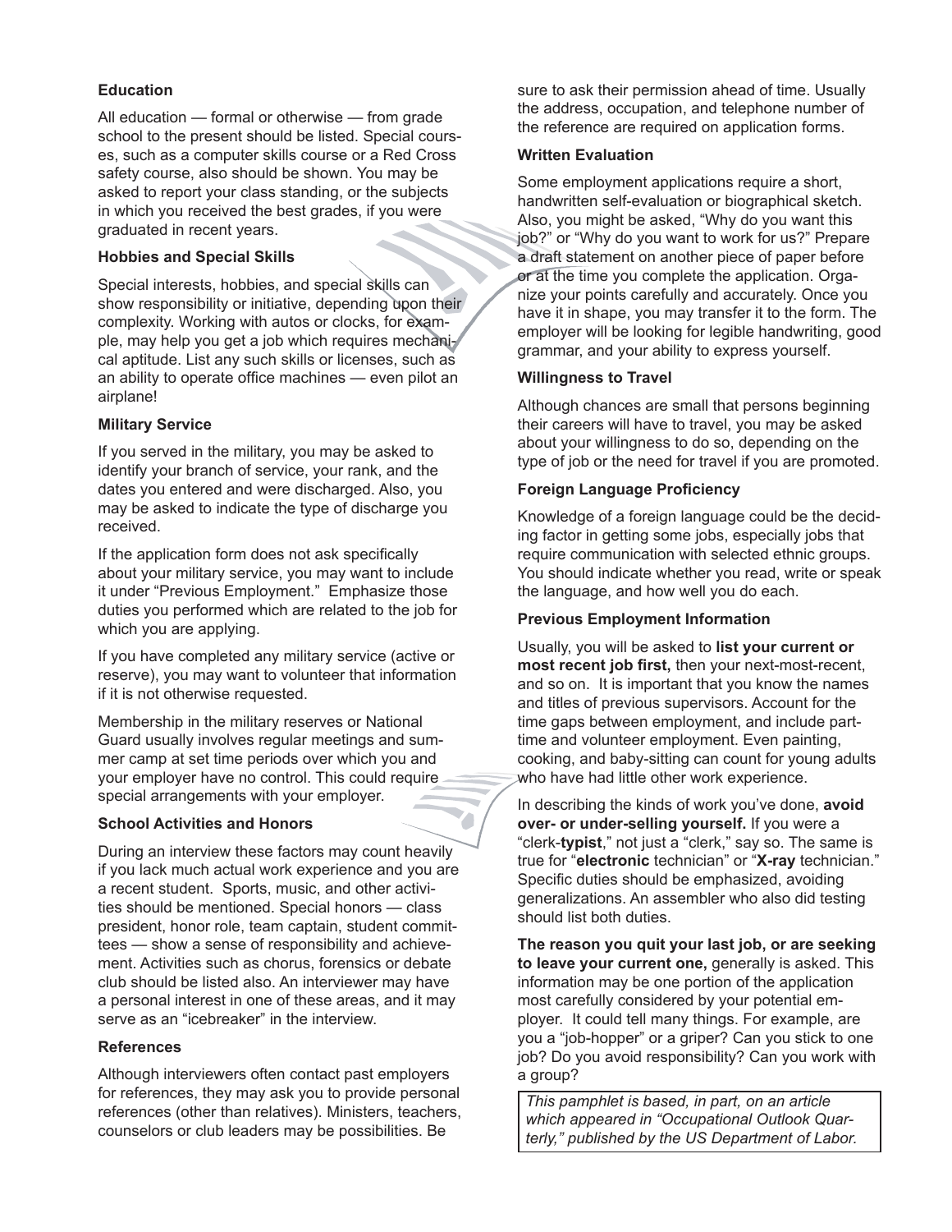**Education**

All education — formal or otherwise — from grade school to the present should be listed. Special courses, such as a computer skills course or a Red Cross safety course, also should be shown. You may be asked to report your class standing, or the subjects in which you received the best grades, if you were graduated in recent years.

**Hobbies and Special Skills**

Special interests, hobbies, and special skills can show responsibility or initiative, depending upon their complexity. Working with autos or clocks, for example, may help you get a job which requires mechanical aptitude. List any such skills or licenses, such as an ability to operate office machines — even pilot an airplane!

**Military Service**

If you served in the military, you may be asked to identify your branch of service, your rank, and the dates you entered and were discharged. Also, you may be asked to indicate the type of discharge you received.

If the application form does not ask specifically about your military service, you may want to include it under "Previous Employment." Emphasize those duties you performed which are related to the job for which you are applying.

If you have completed any military service (active or reserve), you may want to volunteer that information if it is not otherwise requested.

Membership in the military reserves or National Guard usually involves regular meetings and summer camp at set time periods over which you and your employer have no control. This could require special arrangements with your employer.

**School Activities and Honors**

During an interview these factors may count heavily if you lack much actual work experience and you are a recent student. Sports, music, and other activities should be mentioned. Special honors — class president, honor role, team captain, student committees — show a sense of responsibility and achievement. Activities such as chorus, forensics or debate club should be listed also. An interviewer may have a personal interest in one of these areas, and it may serve as an "icebreaker" in the interview.

**References**

Although interviewers often contact past employers for references, they may ask you to provide personal references (other than relatives). Ministers, teachers, counselors or club leaders may be possibilities. Be sure to ask their permission ahead of time. Usually the address, occupation, and telephone number of the reference are required on application forms.

**Written Evaluation**

Some employment applications require a short, handwritten self-evaluation or biographical sketch. Also, you might be asked, "Why do you want this job?" or "Why do you want to work for us?" Prepare a draft statement on another piece of paper before or at the time you complete the application. Organize your points carefully and accurately. Once you have it in shape, you may transfer it to the form. The employer will be looking for legible handwriting, good grammar, and your ability to express yourself.

**Willingness to Travel**

Although chances are small that persons beginning their careers will have to travel, you may be asked about your willingness to do so, depending on the type of job or the need for travel if you are promoted.

**Foreign Language Proficiency**

Knowledge of a foreign language could be the deciding factor in getting some jobs, especially jobs that require communication with selected ethnic groups. You should indicate whether you read, write or speak the language, and how well you do each.

**Previous Employment Information**

Usually, you will be asked to **list your current or most recent job first,** then your next-most-recent, and so on. It is important that you know the names and titles of previous supervisors. Account for the time gaps between employment, and include part-time and volunteer employment. Even painting, cooking, and baby-sitting can count for young adults who have had little other work experience.

In describing the kinds of work you've done, **avoid over- or under-selling yourself.** If you were a "clerk-**typist**," not just a "clerk," say so. The same is true for "**electronic** technician" or "**X-ray** technician." Specific duties should be emphasized, avoiding generalizations. An assembler who also did testing should list both duties.

**The reason you quit your last job, or are seeking to leave your current one,** generally is asked. This information may be one portion of the application most carefully considered by your potential employer. It could tell many things. For example, are you a "job-hopper" or a griper? Can you stick to one job? Do you avoid responsibility? Can you work with a group?

*This pamphlet is based, in part, on an article which appeared in "Occupational Outlook Quarterly," published by the US Department of Labor.*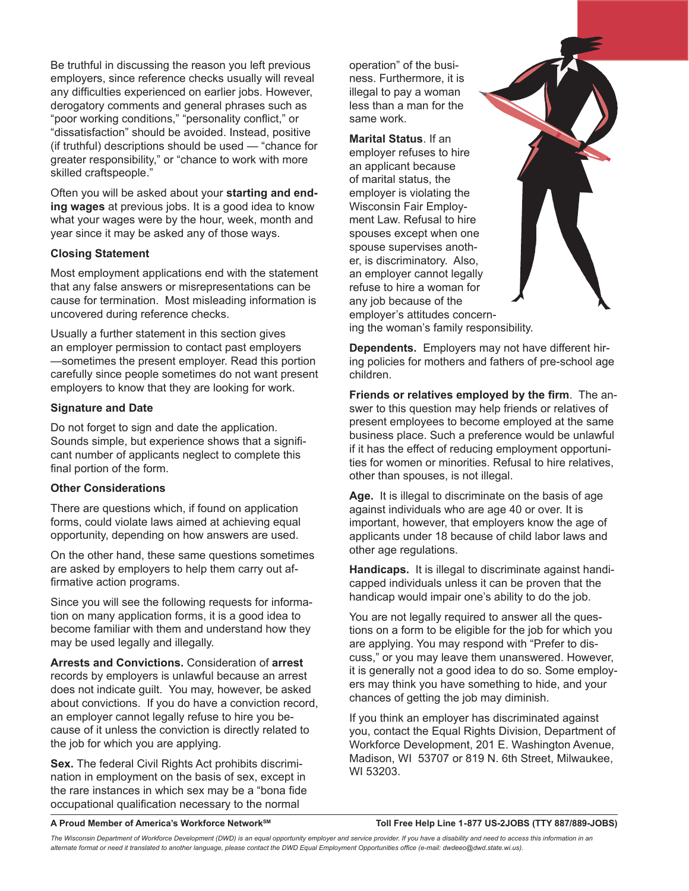Be truthful in discussing the reason you left previous employers, since reference checks usually will reveal any difficulties experienced on earlier jobs. However, derogatory comments and general phrases such as "poor working conditions," "personality conflict," or "dissatisfaction" should be avoided. Instead, positive (if truthful) descriptions should be used — "chance for greater responsibility," or "chance to work with more skilled craftspeople."

Often you will be asked about your **starting and ending wages** at previous jobs. It is a good idea to know what your wages were by the hour, week, month and year since it may be asked any of those ways.

**Closing Statement**

Most employment applications end with the statement that any false answers or misrepresentations can be cause for termination. Most misleading information is uncovered during reference checks.

Usually a further statement in this section gives an employer permission to contact past employers —sometimes the present employer. Read this portion carefully since people sometimes do not want present employers to know that they are looking for work.

**Signature and Date**

Do not forget to sign and date the application. Sounds simple, but experience shows that a significant number of applicants neglect to complete this final portion of the form.

**Other Considerations**

There are questions which, if found on application forms, could violate laws aimed at achieving equal opportunity, depending on how answers are used.

On the other hand, these same questions sometimes are asked by employers to help them carry out affirmative action programs.

Since you will see the following requests for information on many application forms, it is a good idea to become familiar with them and understand how they may be used legally and illegally.

**Arrests and Convictions.** Consideration of **arrest** records by employers is unlawful because an arrest does not indicate guilt. You may, however, be asked about convictions. If you do have a conviction record, an employer cannot legally refuse to hire you because of it unless the conviction is directly related to the job for which you are applying.

**Sex.** The federal Civil Rights Act prohibits discrimination in employment on the basis of sex, except in the rare instances in which sex may be a "bona fide occupational qualification necessary to the normal operation" of the business. Furthermore, it is illegal to pay a woman less than a man for the same work.

**Marital Status**. If an employer refuses to hire an applicant because of marital status, the employer is violating the Wisconsin Fair Employment Law. Refusal to hire spouses except when one spouse supervises another, is discriminatory. Also, an employer cannot legally refuse to hire a woman for any job because of the employer's attitudes concerning the woman's family responsibility.

**Dependents.** Employers may not have different hiring policies for mothers and fathers of pre-school age children.

**Friends or relatives employed by the firm**. The answer to this question may help friends or relatives of present employees to become employed at the same business place. Such a preference would be unlawful if it has the effect of reducing employment opportunities for women or minorities. Refusal to hire relatives, other than spouses, is not illegal.

**Age.** It is illegal to discriminate on the basis of age against individuals who are age 40 or over. It is important, however, that employers know the age of applicants under 18 because of child labor laws and other age regulations.

**Handicaps.** It is illegal to discriminate against handicapped individuals unless it can be proven that the handicap would impair one's ability to do the job.

You are not legally required to answer all the questions on a form to be eligible for the job for which you are applying. You may respond with "Prefer to discuss," or you may leave them unanswered. However, it is generally not a good idea to do so. Some employers may think you have something to hide, and your chances of getting the job may diminish.

If you think an employer has discriminated against you, contact the Equal Rights Division, Department of Workforce Development, 201 E. Washington Avenue, Madison, WI 53707 or 819 N. 6th Street, Milwaukee, WI 53203.

**A Proud Member of America's Workforce Network**SM

**Toll Free Help Line 1-877 US-2JOBS (TTY 887/889-JOBS)**

*The Wisconsin Department of Workforce Development (DWD) is an equal opportunity employer and service provider. If you have a disability and need to access this information in an alternate format or need it translated to another language, please contact the DWD Equal Employment Opportunities office (e-mail: dwdeeo@dwd.state.wi.us).*